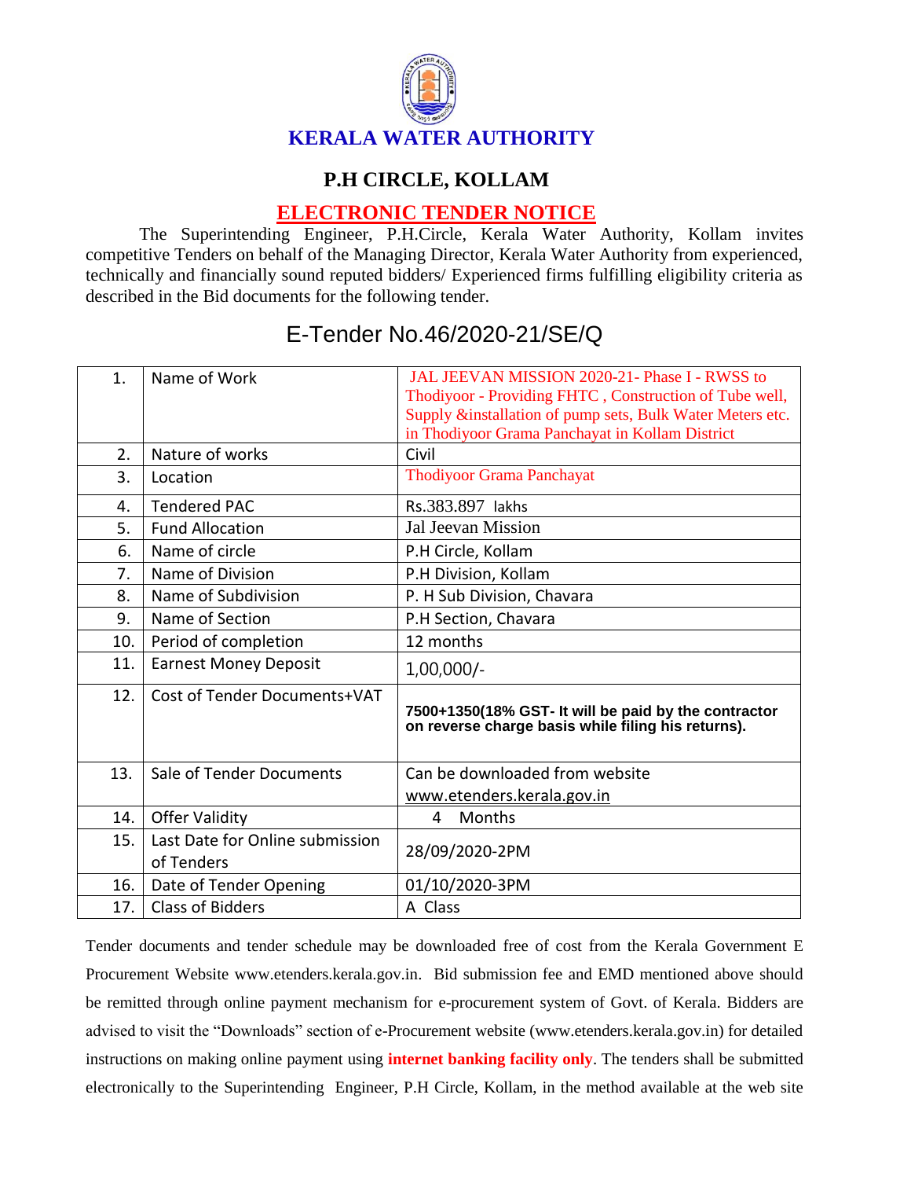# KERALA WATER AUTHORITY

## P.H CIRCLE, KOLLAM

## ELECTRONIC TENDER NOTICE

The Superintending Engineer, P.H.Circle, Kerala Water Authority, Kollam invites competitive Tenders on behalf of the Managing Director, Kerala Water Authority from experienced, technically and financially sound reputed bidders/ Experienced firms fulfilling eligibility criteria as described in the Bid documents for the following tender.

## E-Tender No.46/2020-21/SE/Q

| | | |
|---|---|---|
| 1. | Name of Work | JAL JEEVAN MISSION 2020-21- Phase I - RWSS to Thodiyoor - Providing FHTC , Construction of Tube well, Supply &installation of pump sets, Bulk Water Meters etc. in Thodiyoor Grama Panchayat in Kollam District |
| 2. | Nature of works | Civil |
| 3. | Location | Thodiyoor Grama Panchayat |
| 4. | Tendered PAC | Rs.383.897 lakhs |
| 5. | Fund Allocation | Jal Jeevan Mission |
| 6. | Name of circle | P.H Circle, Kollam |
| 7. | Name of Division | P.H Division, Kollam |
| 8. | Name of Subdivision | P. H Sub Division, Chavara |
| 9. | Name of Section | P.H Section, Chavara |
| 10. | Period of completion | 12 months |
| 11. | Earnest Money Deposit | 1,00,000/- |
| 12. | Cost of Tender Documents+VAT | **7500+1350(18% GST- It will be paid by the contractor on reverse charge basis while filing his returns).** |
| 13. | Sale of Tender Documents | Can be downloaded from website www.etenders.kerala.gov.in |
| 14. | Offer Validity | 4 Months |
| 15. | Last Date for Online submission of Tenders | 28/09/2020-2PM |
| 16. | Date of Tender Opening | 01/10/2020-3PM |
| 17. | Class of Bidders | A Class |

Tender documents and tender schedule may be downloaded free of cost from the Kerala Government E Procurement Website www.etenders.kerala.gov.in. Bid submission fee and EMD mentioned above should be remitted through online payment mechanism for e-procurement system of Govt. of Kerala. Bidders are advised to visit the "Downloads" section of e-Procurement website (www.etenders.kerala.gov.in) for detailed instructions on making online payment using **internet banking facility only**. The tenders shall be submitted electronically to the Superintending Engineer, P.H Circle, Kollam, in the method available at the web site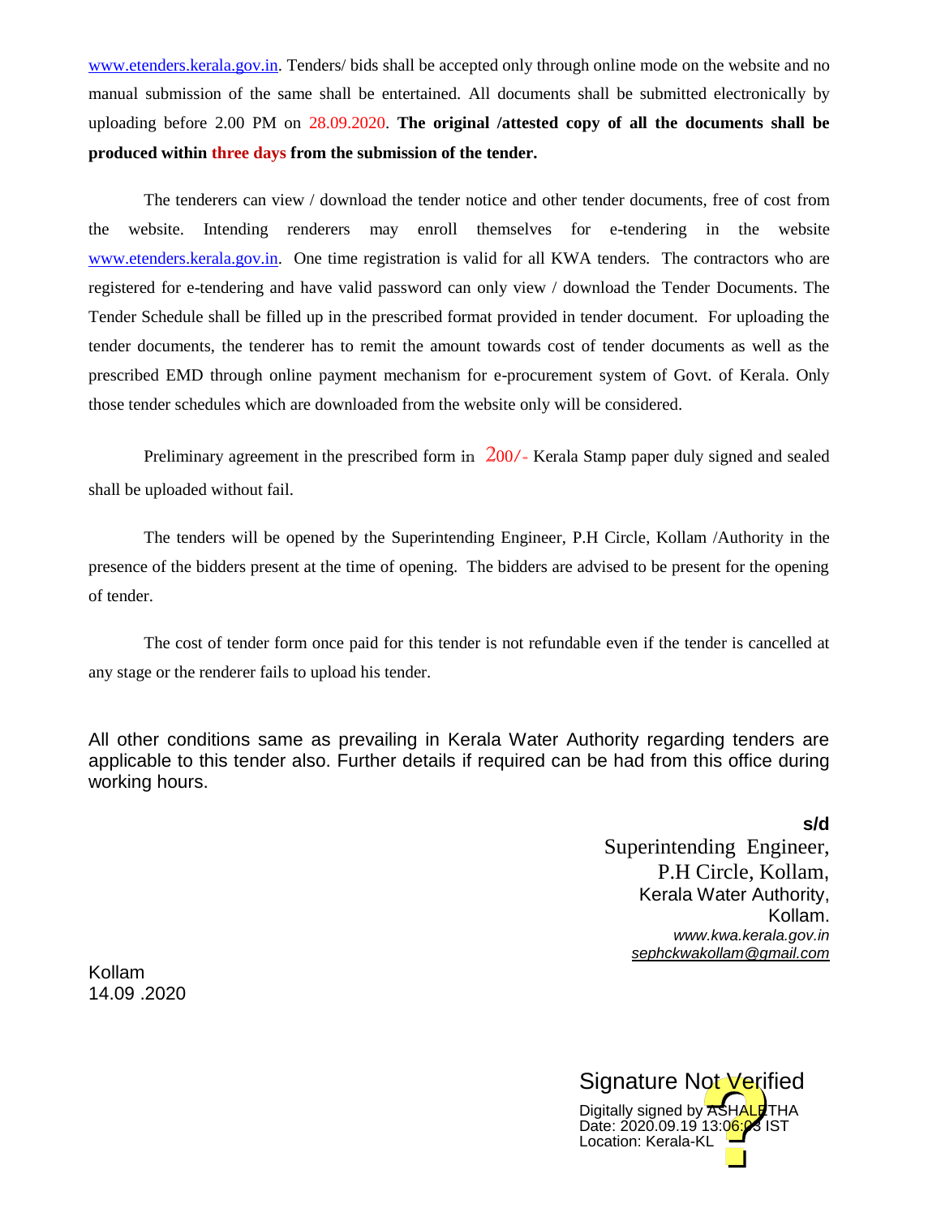www.etenders.kerala.gov.in. Tenders/ bids shall be accepted only through online mode on the website and no manual submission of the same shall be entertained. All documents shall be submitted electronically by uploading before 2.00 PM on 28.09.2020. **The original /attested copy of all the documents shall be produced within three days from the submission of the tender.**

The tenderers can view / download the tender notice and other tender documents, free of cost from the website. Intending renderers may enroll themselves for e-tendering in the website www.etenders.kerala.gov.in. One time registration is valid for all KWA tenders. The contractors who are registered for e-tendering and have valid password can only view / download the Tender Documents. The Tender Schedule shall be filled up in the prescribed format provided in tender document. For uploading the tender documents, the tenderer has to remit the amount towards cost of tender documents as well as the prescribed EMD through online payment mechanism for e-procurement system of Govt. of Kerala. Only those tender schedules which are downloaded from the website only will be considered.

Preliminary agreement in the prescribed form in 200/- Kerala Stamp paper duly signed and sealed shall be uploaded without fail.

The tenders will be opened by the Superintending Engineer, P.H Circle, Kollam /Authority in the presence of the bidders present at the time of opening. The bidders are advised to be present for the opening of tender.

The cost of tender form once paid for this tender is not refundable even if the tender is cancelled at any stage or the renderer fails to upload his tender.

All other conditions same as prevailing in Kerala Water Authority regarding tenders are applicable to this tender also. Further details if required can be had from this office during working hours.

**s/d**
Superintending Engineer,
P.H Circle, Kollam,
Kerala Water Authority,
Kollam.
*www.kwa.kerala.gov.in*
*sephckwakollam@gmail.com*

Kollam
14.09 .2020

Signature Not Verified
Digitally signed by ASHALATHA
Date: 2020.09.19 13:06:08 IST
Location: Kerala-KL